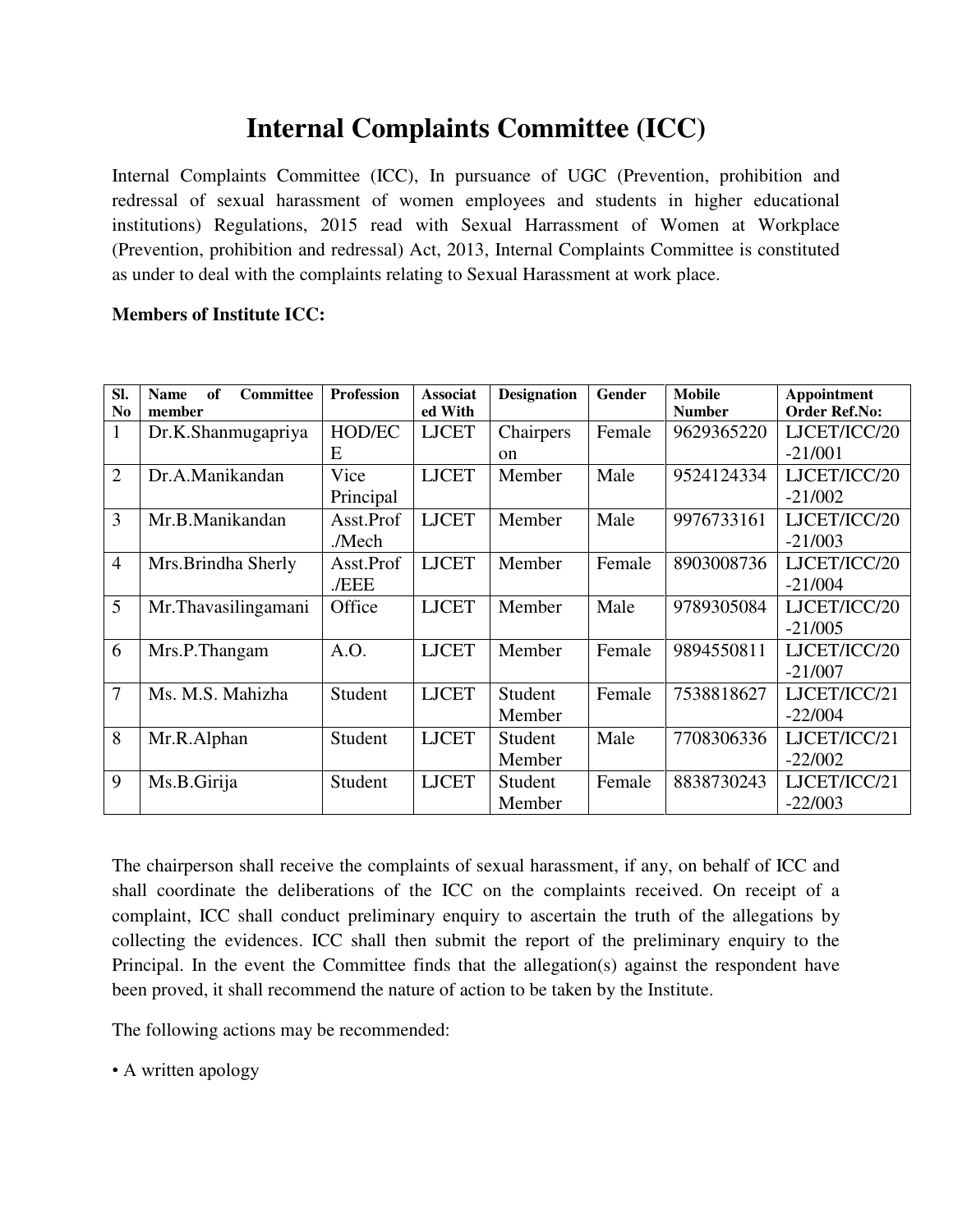# Internal Complaints Committee (ICC)

Internal Complaints Committee (ICC), In pursuance of UGC (Prevention, prohibition and redressal of sexual harassment of women employees and students in higher educational institutions) Regulations, 2015 read with Sexual Harrassment of Women at Workplace (Prevention, prohibition and redressal) Act, 2013, Internal Complaints Committee is constituted as under to deal with the complaints relating to Sexual Harassment at work place.

**Members of Institute ICC:**

| Sl. No | Name of Committee member | Profession | Associated With | Designation | Gender | Mobile Number | Appointment Order Ref.No: |
|---|---|---|---|---|---|---|---|
| 1 | Dr.K.Shanmugapriya | HOD/ECE | LJCET | Chairperson | Female | 9629365220 | LJCET/ICC/20-21/001 |
| 2 | Dr.A.Manikandan | Vice Principal | LJCET | Member | Male | 9524124334 | LJCET/ICC/20-21/002 |
| 3 | Mr.B.Manikandan | Asst.Prof./Mech | LJCET | Member | Male | 9976733161 | LJCET/ICC/20-21/003 |
| 4 | Mrs.Brindha Sherly | Asst.Prof./EEE | LJCET | Member | Female | 8903008736 | LJCET/ICC/20-21/004 |
| 5 | Mr.Thavasilingamani | Office | LJCET | Member | Male | 9789305084 | LJCET/ICC/20-21/005 |
| 6 | Mrs.P.Thangam | A.O. | LJCET | Member | Female | 9894550811 | LJCET/ICC/20-21/007 |
| 7 | Ms. M.S. Mahizha | Student | LJCET | Student Member | Female | 7538818627 | LJCET/ICC/21-22/004 |
| 8 | Mr.R.Alphan | Student | LJCET | Student Member | Male | 7708306336 | LJCET/ICC/21-22/002 |
| 9 | Ms.B.Girija | Student | LJCET | Student Member | Female | 8838730243 | LJCET/ICC/21-22/003 |

The chairperson shall receive the complaints of sexual harassment, if any, on behalf of ICC and shall coordinate the deliberations of the ICC on the complaints received. On receipt of a complaint, ICC shall conduct preliminary enquiry to ascertain the truth of the allegations by collecting the evidences. ICC shall then submit the report of the preliminary enquiry to the Principal. In the event the Committee finds that the allegation(s) against the respondent have been proved, it shall recommend the nature of action to be taken by the Institute.

The following actions may be recommended:

• A written apology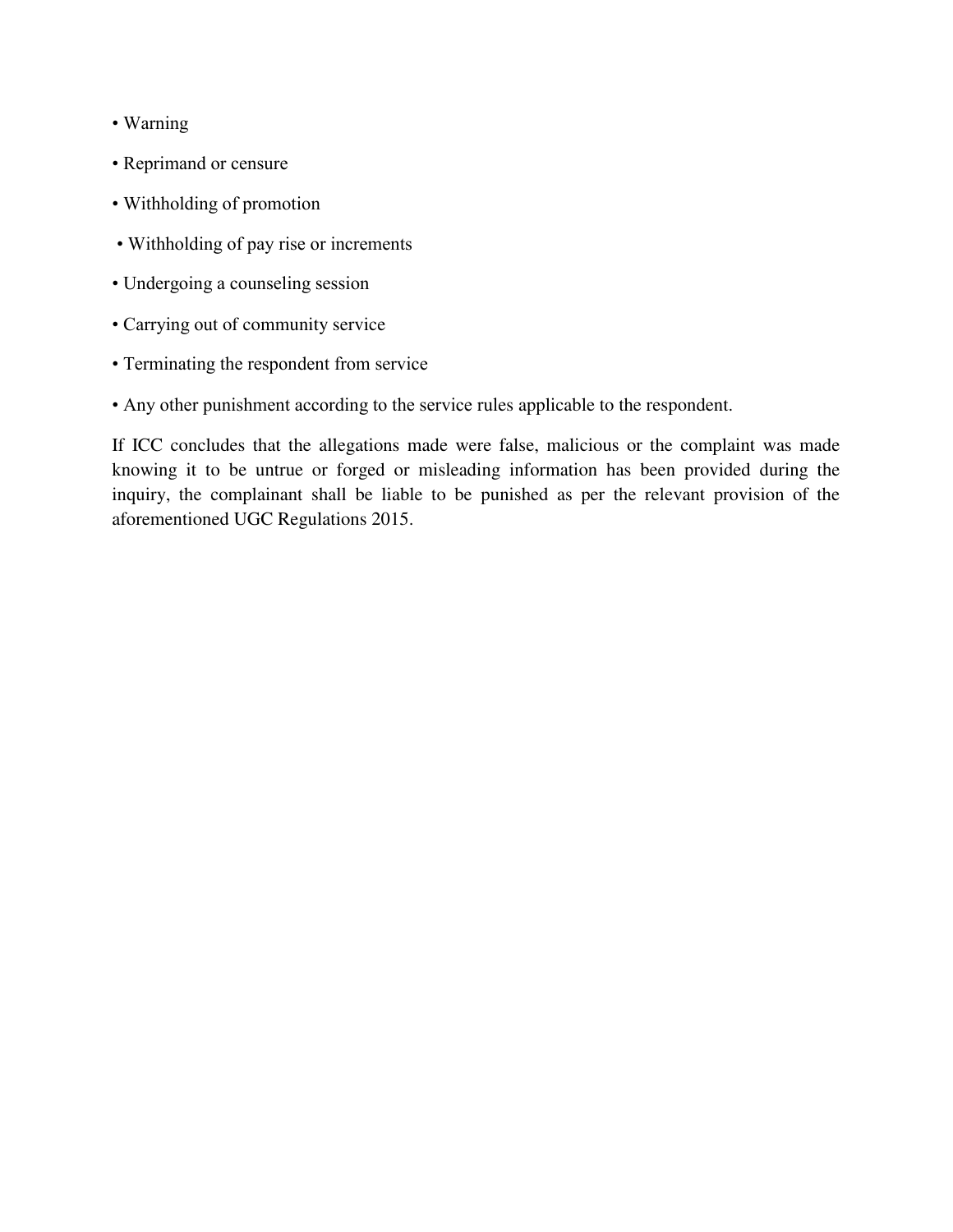- Warning
- Reprimand or censure
- Withholding of promotion
- Withholding of pay rise or increments
- Undergoing a counseling session
- Carrying out of community service
- Terminating the respondent from service
- Any other punishment according to the service rules applicable to the respondent.

If ICC concludes that the allegations made were false, malicious or the complaint was made knowing it to be untrue or forged or misleading information has been provided during the inquiry, the complainant shall be liable to be punished as per the relevant provision of the aforementioned UGC Regulations 2015.